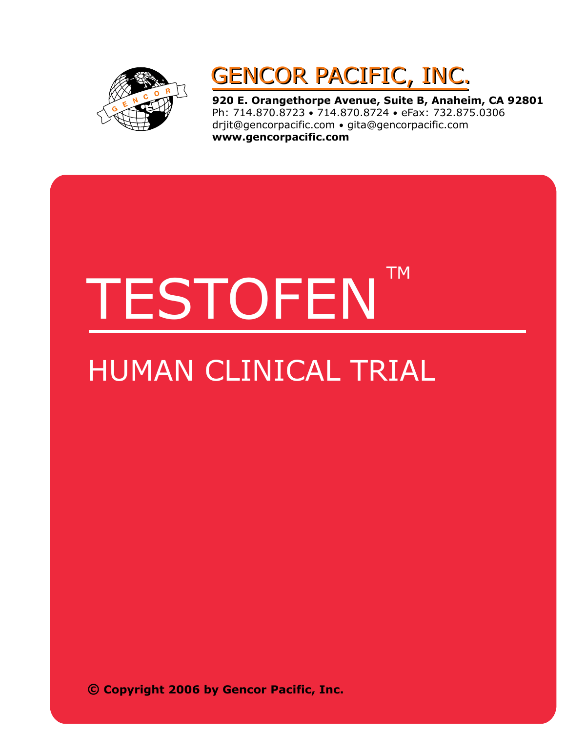# GENCOR PACIFIC, INC.

**920 E. Orangethorpe Avenue, Suite B, Anaheim, CA 92801**
Ph: 714.870.8723 • 714.870.8724 • eFax: 732.875.0306
drjit@gencorpacific.com • gita@gencorpacific.com
**www.gencorpacific.com**

# TESTOFEN™

## HUMAN CLINICAL TRIAL

**© Copyright 2006 by Gencor Pacific, Inc.**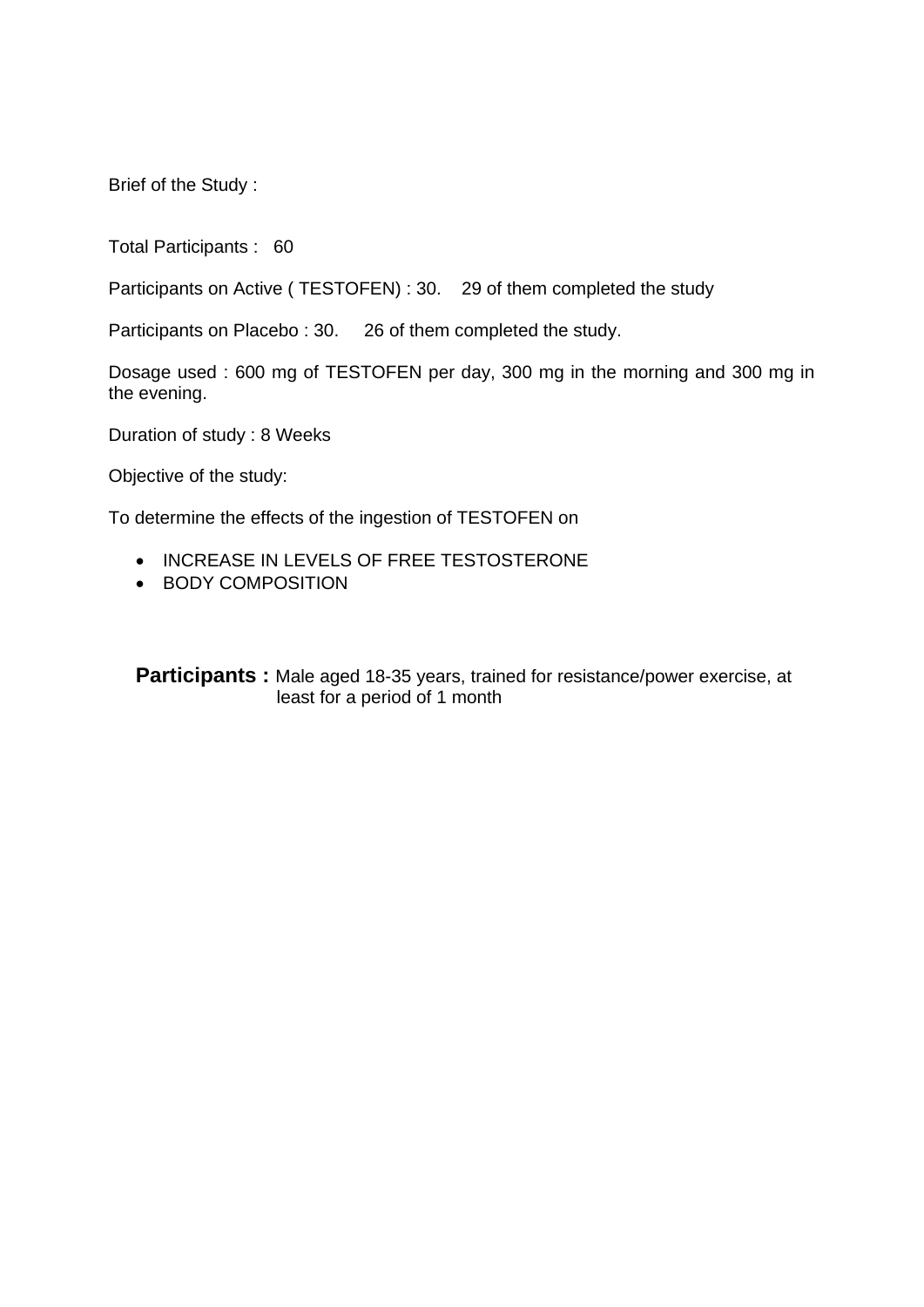Brief of the Study :

Total Participants : 60

Participants on Active ( TESTOFEN) : 30. 29 of them completed the study

Participants on Placebo : 30. 26 of them completed the study.

Dosage used : 600 mg of TESTOFEN per day, 300 mg in the morning and 300 mg in the evening.

Duration of study : 8 Weeks

Objective of the study:

To determine the effects of the ingestion of TESTOFEN on

- INCREASE IN LEVELS OF FREE TESTOSTERONE
- BODY COMPOSITION

**Participants :** Male aged 18-35 years, trained for resistance/power exercise, at least for a period of 1 month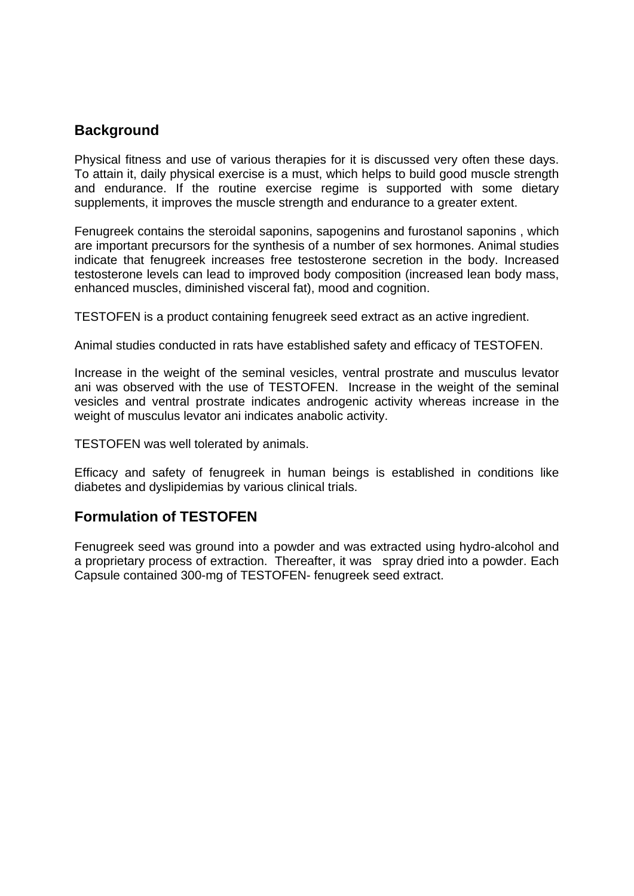## Background

Physical fitness and use of various therapies for it is discussed very often these days. To attain it, daily physical exercise is a must, which helps to build good muscle strength and endurance. If the routine exercise regime is supported with some dietary supplements, it improves the muscle strength and endurance to a greater extent.

Fenugreek contains the steroidal saponins, sapogenins and furostanol saponins , which are important precursors for the synthesis of a number of sex hormones. Animal studies indicate that fenugreek increases free testosterone secretion in the body. Increased testosterone levels can lead to improved body composition (increased lean body mass, enhanced muscles, diminished visceral fat), mood and cognition.

TESTOFEN is a product containing fenugreek seed extract as an active ingredient.

Animal studies conducted in rats have established safety and efficacy of TESTOFEN.

Increase in the weight of the seminal vesicles, ventral prostrate and musculus levator ani was observed with the use of TESTOFEN. Increase in the weight of the seminal vesicles and ventral prostrate indicates androgenic activity whereas increase in the weight of musculus levator ani indicates anabolic activity.

TESTOFEN was well tolerated by animals.

Efficacy and safety of fenugreek in human beings is established in conditions like diabetes and dyslipidemias by various clinical trials.

## Formulation of TESTOFEN

Fenugreek seed was ground into a powder and was extracted using hydro-alcohol and a proprietary process of extraction. Thereafter, it was spray dried into a powder. Each Capsule contained 300-mg of TESTOFEN- fenugreek seed extract.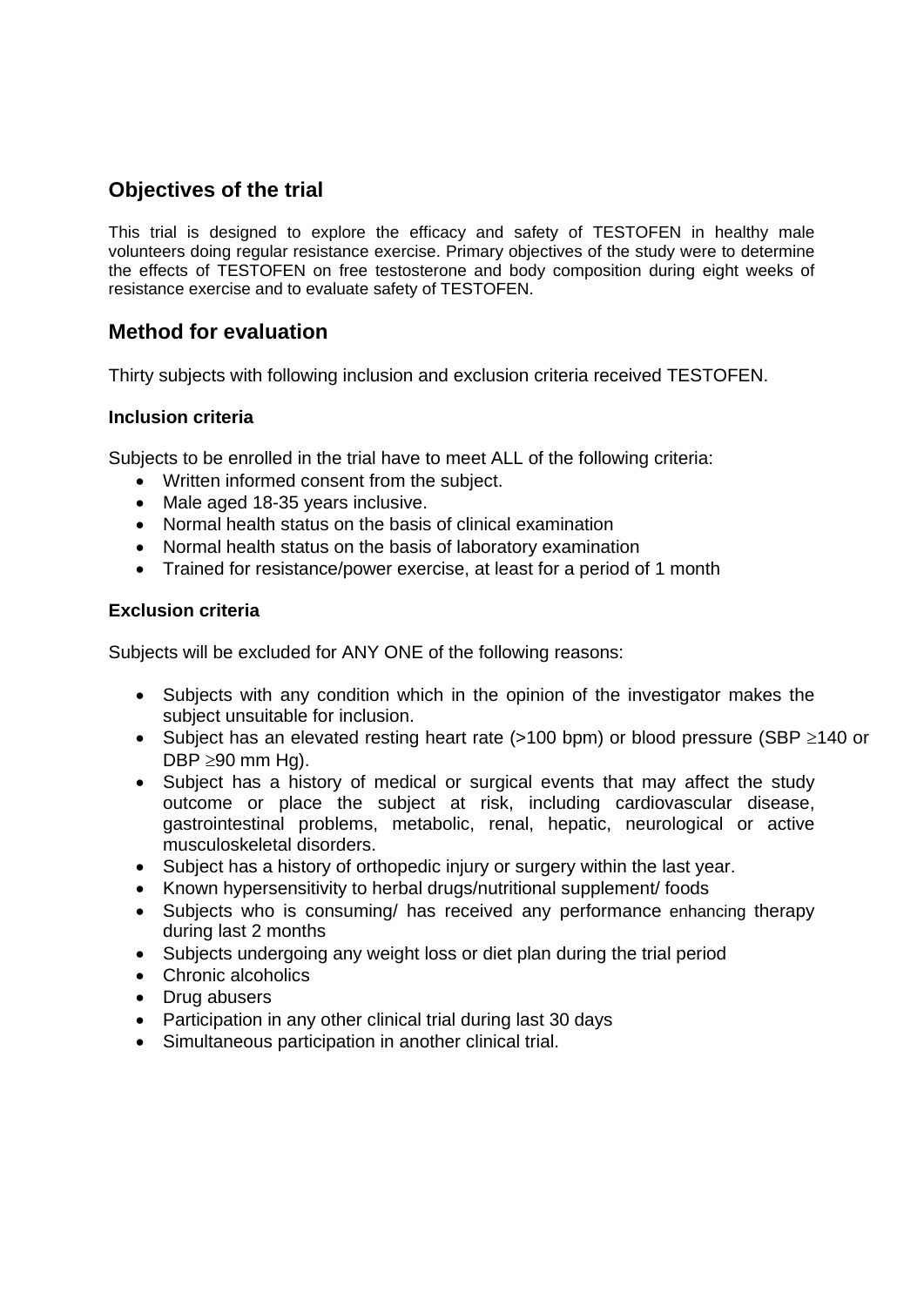## Objectives of the trial

This trial is designed to explore the efficacy and safety of TESTOFEN in healthy male volunteers doing regular resistance exercise. Primary objectives of the study were to determine the effects of TESTOFEN on free testosterone and body composition during eight weeks of resistance exercise and to evaluate safety of TESTOFEN.

## Method for evaluation

Thirty subjects with following inclusion and exclusion criteria received TESTOFEN.

### Inclusion criteria

Subjects to be enrolled in the trial have to meet ALL of the following criteria:

- Written informed consent from the subject.
- Male aged 18-35 years inclusive.
- Normal health status on the basis of clinical examination
- Normal health status on the basis of laboratory examination
- Trained for resistance/power exercise, at least for a period of 1 month

### Exclusion criteria

Subjects will be excluded for ANY ONE of the following reasons:

- Subjects with any condition which in the opinion of the investigator makes the subject unsuitable for inclusion.
- Subject has an elevated resting heart rate (>100 bpm) or blood pressure (SBP ≥140 or DBP ≥90 mm Hg).
- Subject has a history of medical or surgical events that may affect the study outcome or place the subject at risk, including cardiovascular disease, gastrointestinal problems, metabolic, renal, hepatic, neurological or active musculoskeletal disorders.
- Subject has a history of orthopedic injury or surgery within the last year.
- Known hypersensitivity to herbal drugs/nutritional supplement/ foods
- Subjects who is consuming/ has received any performance enhancing therapy during last 2 months
- Subjects undergoing any weight loss or diet plan during the trial period
- Chronic alcoholics
- Drug abusers
- Participation in any other clinical trial during last 30 days
- Simultaneous participation in another clinical trial.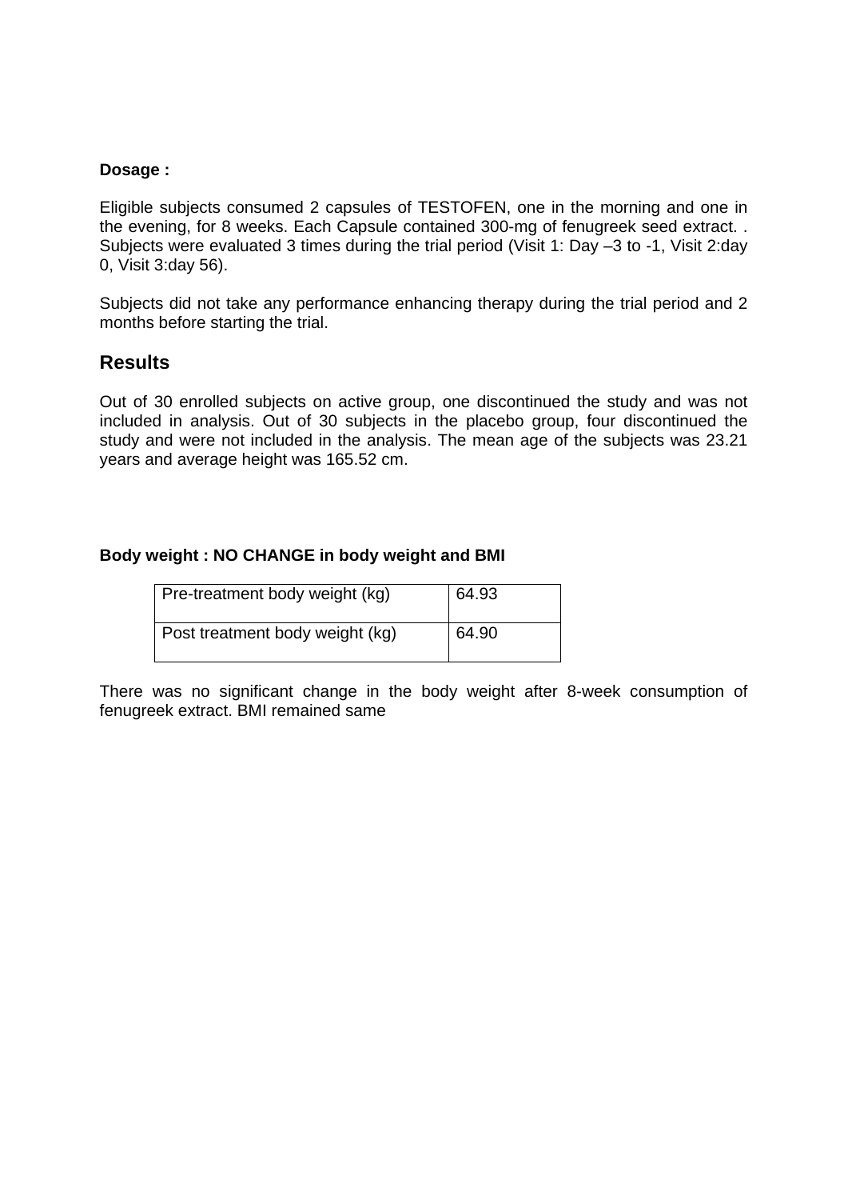**Dosage :**

Eligible subjects consumed 2 capsules of TESTOFEN, one in the morning and one in the evening, for 8 weeks. Each Capsule contained 300-mg of fenugreek seed extract. . Subjects were evaluated 3 times during the trial period (Visit 1: Day –3 to -1, Visit 2:day 0, Visit 3:day 56).

Subjects did not take any performance enhancing therapy during the trial period and 2 months before starting the trial.

## Results

Out of 30 enrolled subjects on active group, one discontinued the study and was not included in analysis. Out of 30 subjects in the placebo group, four discontinued the study and were not included in the analysis. The mean age of the subjects was 23.21 years and average height was 165.52 cm.

**Body weight : NO CHANGE in body weight and BMI**

| Pre-treatment body weight (kg) | 64.93 |
|---|---|
| Post treatment body weight (kg) | 64.90 |

There was no significant change in the body weight after 8-week consumption of fenugreek extract. BMI remained same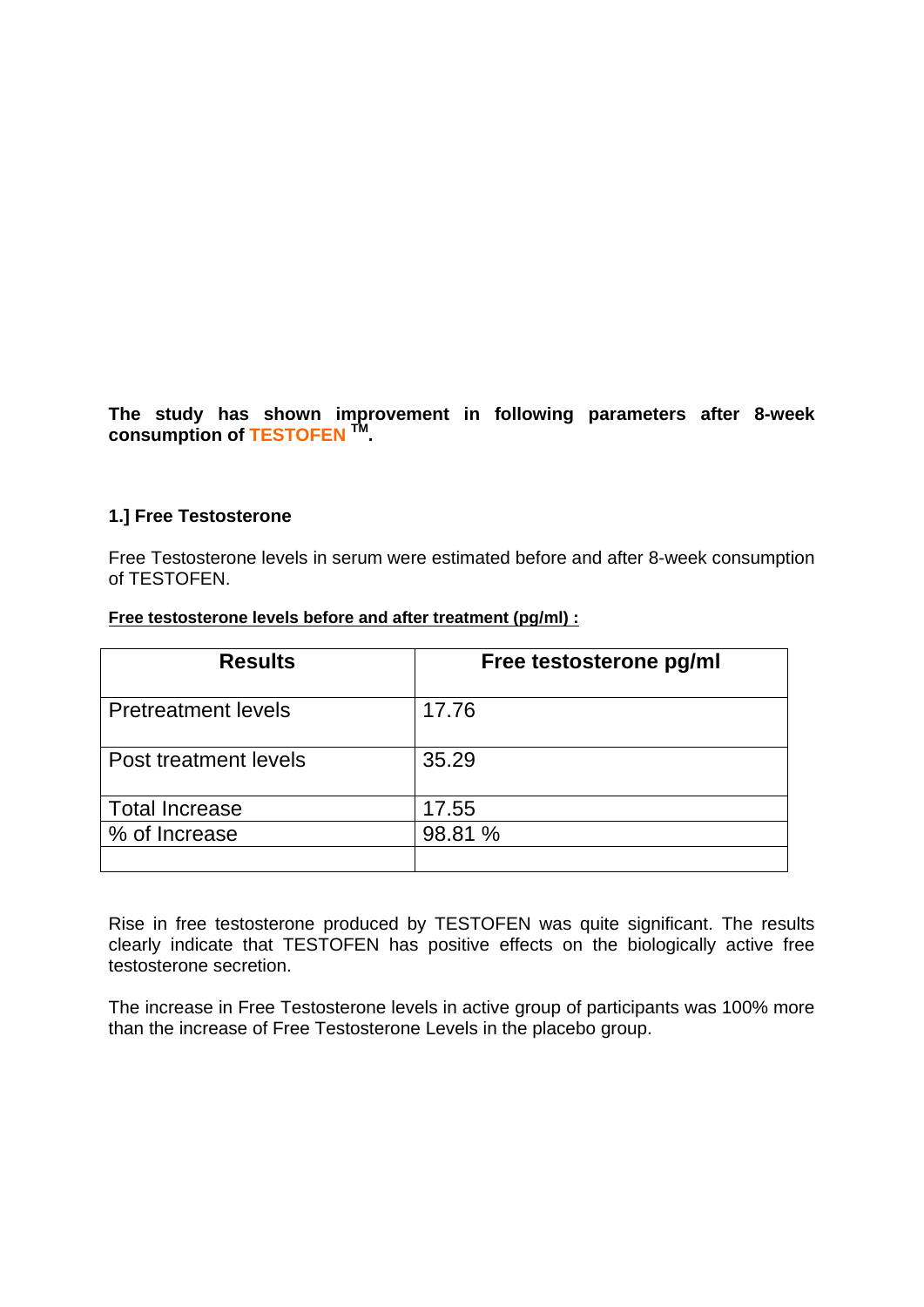**The study has shown improvement in following parameters after 8-week consumption of TESTOFEN ™.**

**1.] Free Testosterone**

Free Testosterone levels in serum were estimated before and after 8-week consumption of TESTOFEN.

**Free testosterone levels before and after treatment (pg/ml) :**

| Results | Free testosterone pg/ml |
| --- | --- |
| Pretreatment levels | 17.76 |
| Post treatment levels | 35.29 |
| Total Increase | 17.55 |
| % of Increase | 98.81 % |
| | |

Rise in free testosterone produced by TESTOFEN was quite significant. The results clearly indicate that TESTOFEN has positive effects on the biologically active free testosterone secretion.

The increase in Free Testosterone levels in active group of participants was 100% more than the increase of Free Testosterone Levels in the placebo group.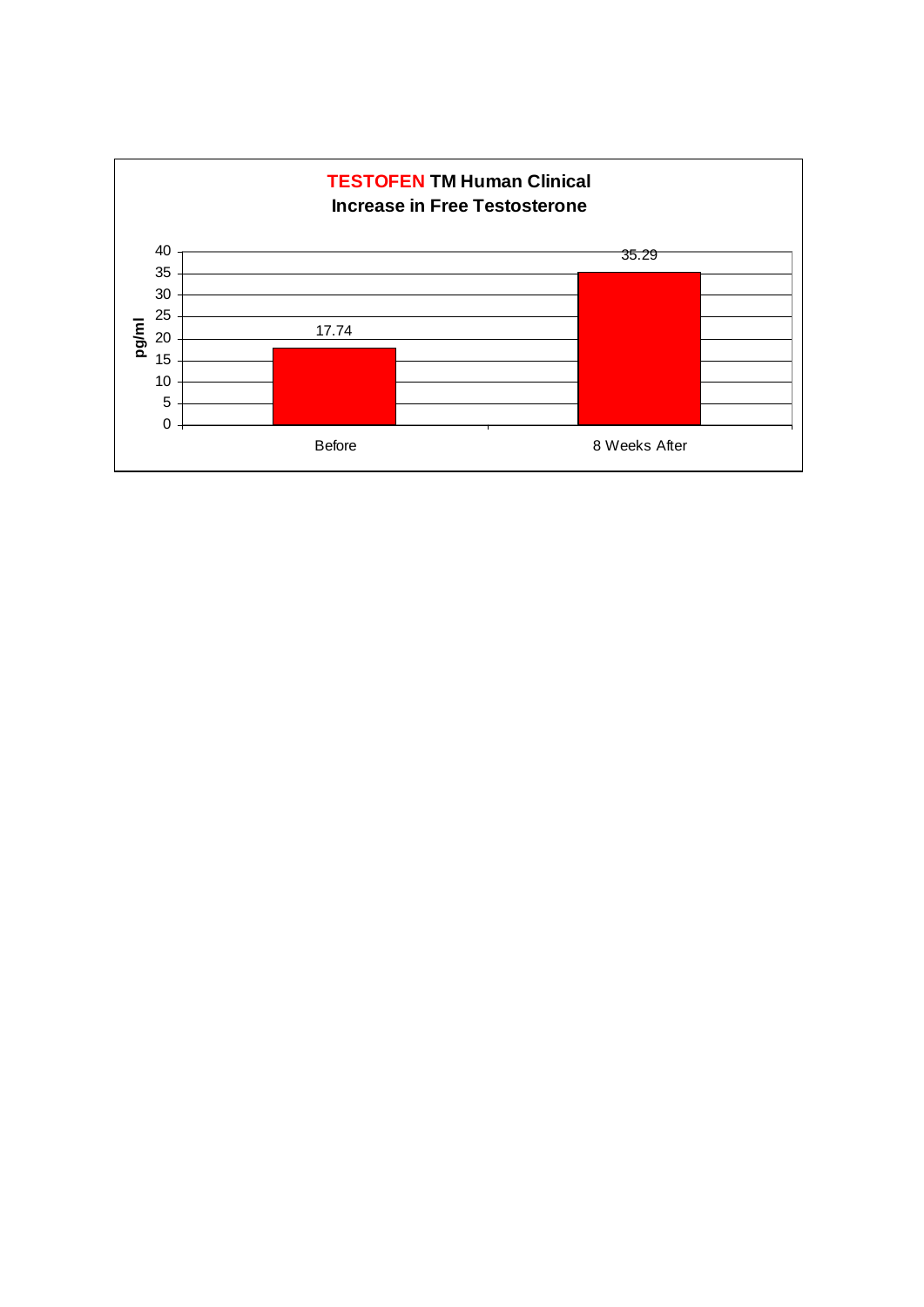**TESTOFEN TM Human Clinical**
**Increase in Free Testosterone**

| | Before | 8 Weeks After |
|---|---|---|
| pg/ml | 17.74 | 35.29 |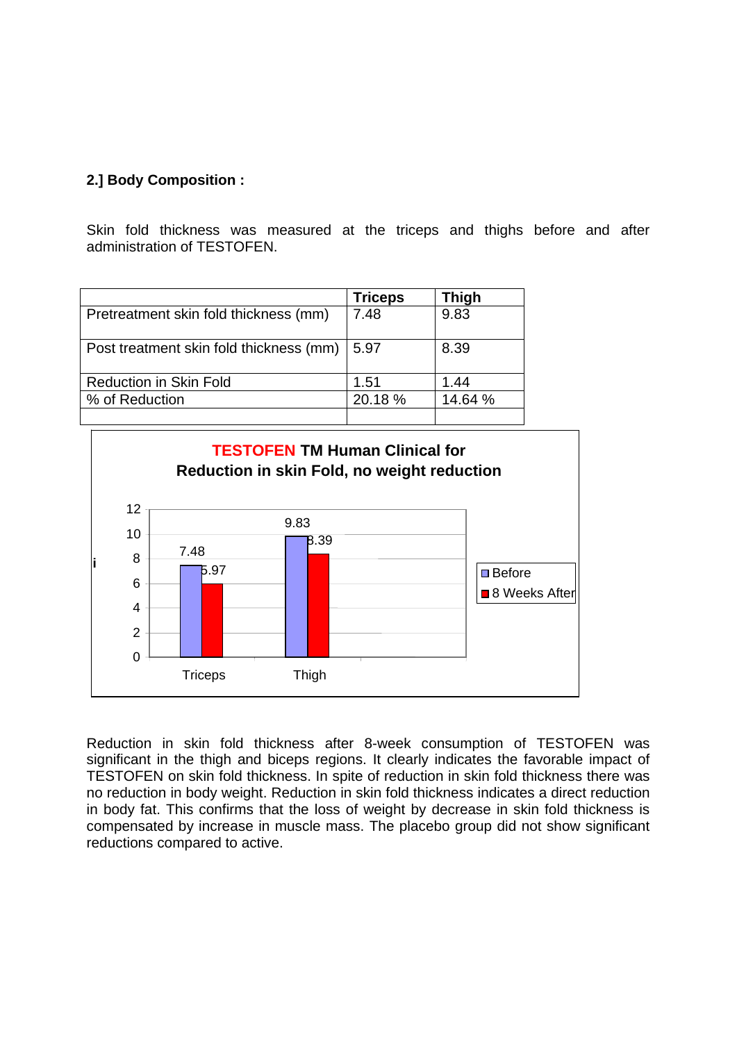**2.] Body Composition :**

Skin fold thickness was measured at the triceps and thighs before and after administration of TESTOFEN.

| | **Triceps** | **Thigh** |
|---|---|---|
| Pretreatment skin fold thickness (mm) | 7.48 | 9.83 |
| Post treatment skin fold thickness (mm) | 5.97 | 8.39 |
| Reduction in Skin Fold | 1.51 | 1.44 |
| % of Reduction | 20.18 % | 14.64 % |
| | | |

**TESTOFEN TM Human Clinical for Reduction in skin Fold, no weight reduction**

| | Before | 8 Weeks After |
|---|---|---|
| Triceps | 7.48 | 5.97 |
| Thigh | 9.83 | 8.39 |

Reduction in skin fold thickness after 8-week consumption of TESTOFEN was significant in the thigh and biceps regions. It clearly indicates the favorable impact of TESTOFEN on skin fold thickness. In spite of reduction in skin fold thickness there was no reduction in body weight. Reduction in skin fold thickness indicates a direct reduction in body fat. This confirms that the loss of weight by decrease in skin fold thickness is compensated by increase in muscle mass. The placebo group did not show significant reductions compared to active.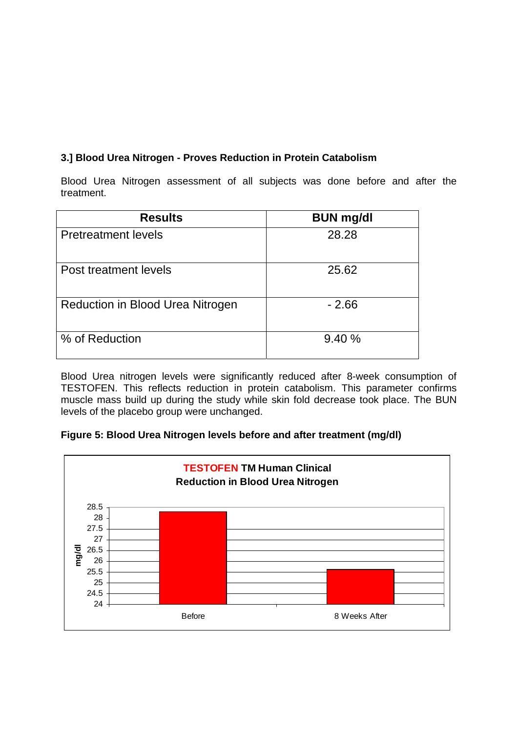### 3.] Blood Urea Nitrogen - Proves Reduction in Protein Catabolism

Blood Urea Nitrogen assessment of all subjects was done before and after the treatment.

| Results | BUN mg/dl |
|---|---|
| Pretreatment levels | 28.28 |
| Post treatment levels | 25.62 |
| Reduction in Blood Urea Nitrogen | - 2.66 |
| % of Reduction | 9.40 % |

Blood Urea nitrogen levels were significantly reduced after 8-week consumption of TESTOFEN. This reflects reduction in protein catabolism. This parameter confirms muscle mass build up during the study while skin fold decrease took place. The BUN levels of the placebo group were unchanged.

**Figure 5: Blood Urea Nitrogen levels before and after treatment (mg/dl)**

**TESTOFEN TM Human Clinical**
**Reduction in Blood Urea Nitrogen**

| | mg/dl |
|---|---|
| Before | 28.28 |
| 8 Weeks After | 25.62 |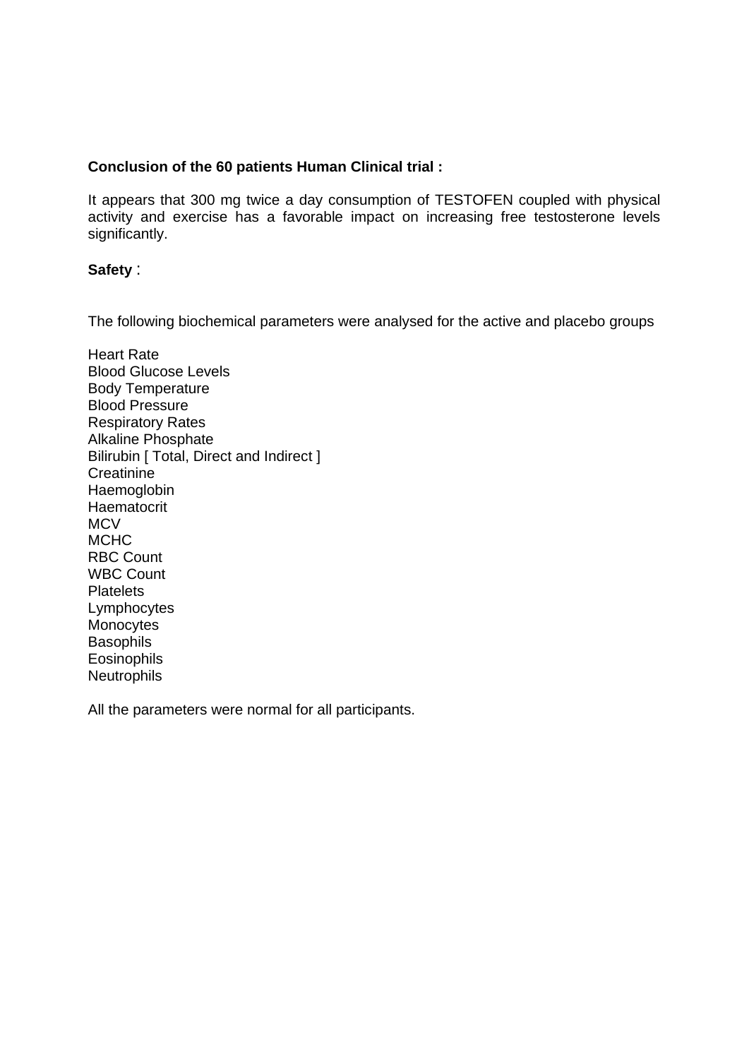**Conclusion of the 60 patients Human Clinical trial :**

It appears that 300 mg twice a day consumption of TESTOFEN coupled with physical activity and exercise has a favorable impact on increasing free testosterone levels significantly.

**Safety** :

The following biochemical parameters were analysed for the active and placebo groups

Heart Rate
Blood Glucose Levels
Body Temperature
Blood Pressure
Respiratory Rates
Alkaline Phosphate
Bilirubin [ Total, Direct and Indirect ]
Creatinine
Haemoglobin
Haematocrit
MCV
MCHC
RBC Count
WBC Count
Platelets
Lymphocytes
Monocytes
Basophils
Eosinophils
Neutrophils

All the parameters were normal for all participants.